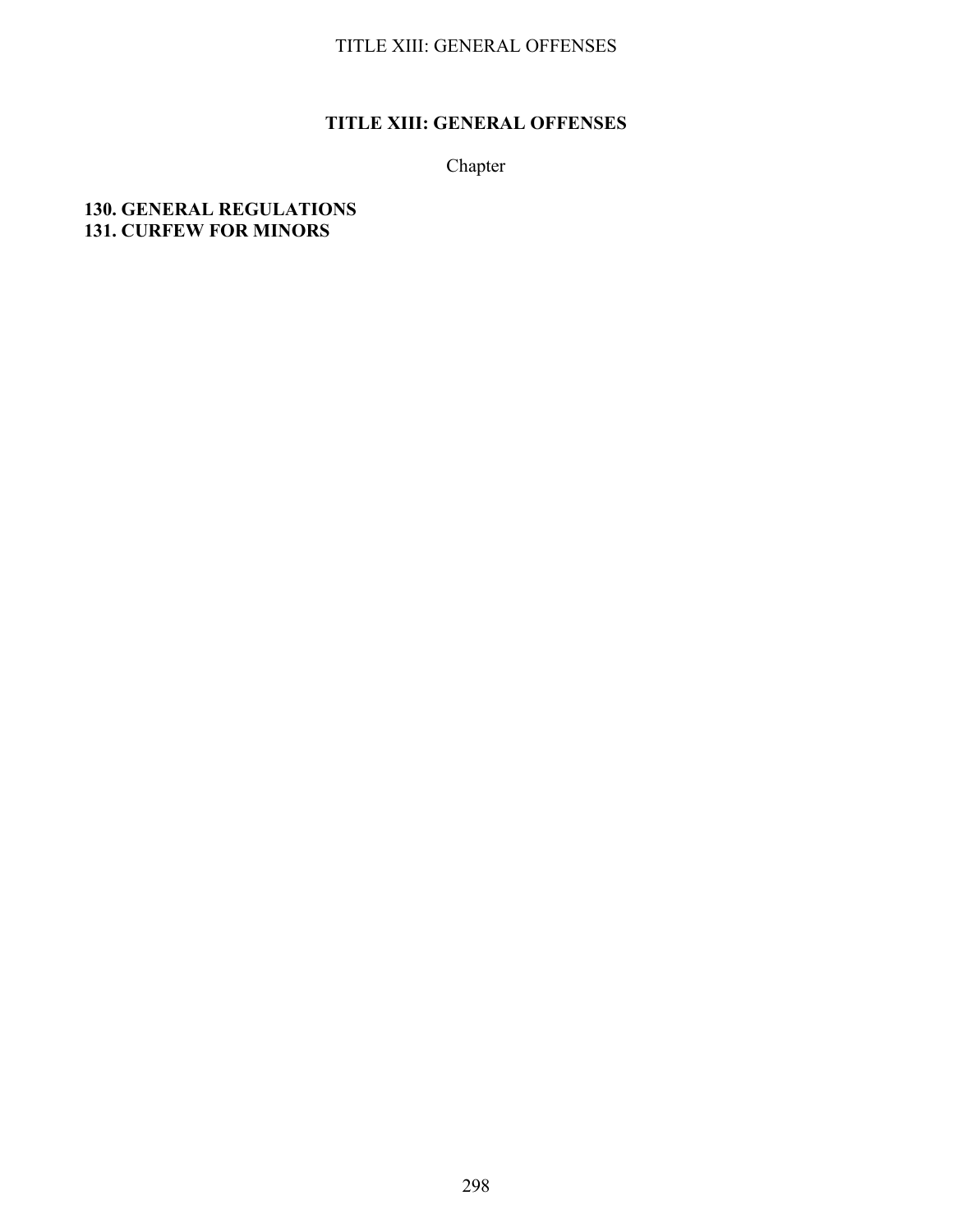# TITLE XIII: GENERAL OFFENSES

Chapter

**130. GENERAL REGULATIONS**
**131. CURFEW FOR MINORS**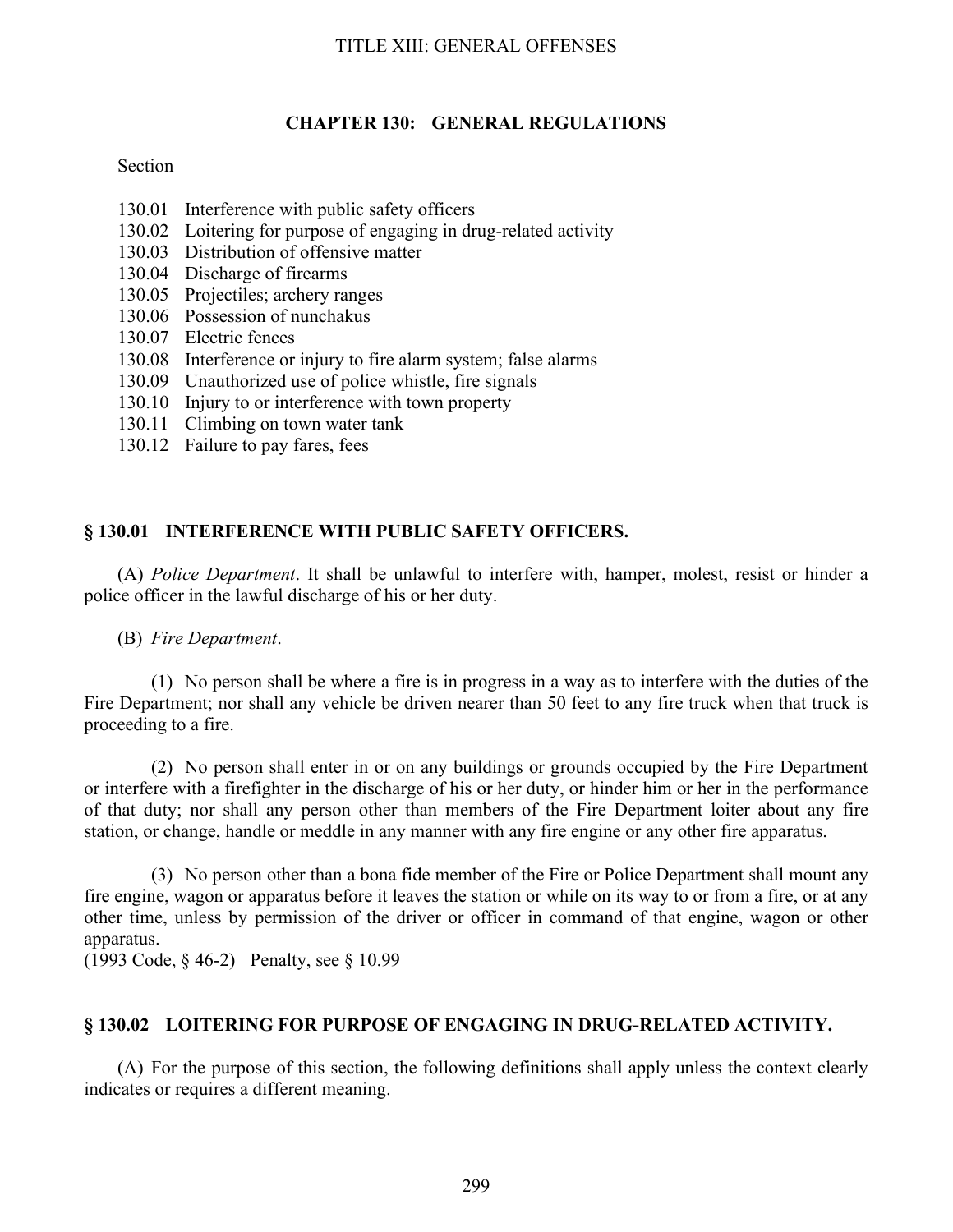# CHAPTER 130: GENERAL REGULATIONS

Section

130.01 Interference with public safety officers
130.02 Loitering for purpose of engaging in drug-related activity
130.03 Distribution of offensive matter
130.04 Discharge of firearms
130.05 Projectiles; archery ranges
130.06 Possession of nunchakus
130.07 Electric fences
130.08 Interference or injury to fire alarm system; false alarms
130.09 Unauthorized use of police whistle, fire signals
130.10 Injury to or interference with town property
130.11 Climbing on town water tank
130.12 Failure to pay fares, fees

## § 130.01 INTERFERENCE WITH PUBLIC SAFETY OFFICERS.

(A) *Police Department*. It shall be unlawful to interfere with, hamper, molest, resist or hinder a police officer in the lawful discharge of his or her duty.

(B) *Fire Department*.

(1) No person shall be where a fire is in progress in a way as to interfere with the duties of the Fire Department; nor shall any vehicle be driven nearer than 50 feet to any fire truck when that truck is proceeding to a fire.

(2) No person shall enter in or on any buildings or grounds occupied by the Fire Department or interfere with a firefighter in the discharge of his or her duty, or hinder him or her in the performance of that duty; nor shall any person other than members of the Fire Department loiter about any fire station, or change, handle or meddle in any manner with any fire engine or any other fire apparatus.

(3) No person other than a bona fide member of the Fire or Police Department shall mount any fire engine, wagon or apparatus before it leaves the station or while on its way to or from a fire, or at any other time, unless by permission of the driver or officer in command of that engine, wagon or other apparatus.
(1993 Code, § 46-2) Penalty, see § 10.99

## § 130.02 LOITERING FOR PURPOSE OF ENGAGING IN DRUG-RELATED ACTIVITY.

(A) For the purpose of this section, the following definitions shall apply unless the context clearly indicates or requires a different meaning.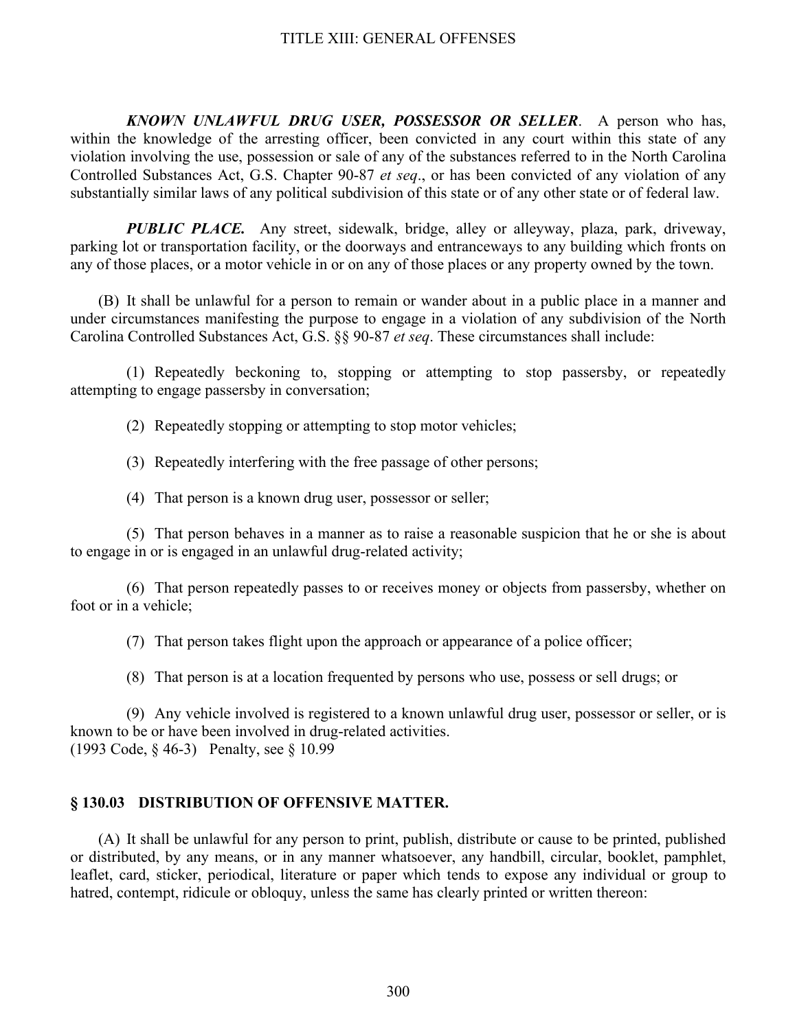***KNOWN UNLAWFUL DRUG USER, POSSESSOR OR SELLER***. A person who has, within the knowledge of the arresting officer, been convicted in any court within this state of any violation involving the use, possession or sale of any of the substances referred to in the North Carolina Controlled Substances Act, G.S. Chapter 90-87 *et seq*., or has been convicted of any violation of any substantially similar laws of any political subdivision of this state or of any other state or of federal law.

***PUBLIC PLACE.*** Any street, sidewalk, bridge, alley or alleyway, plaza, park, driveway, parking lot or transportation facility, or the doorways and entranceways to any building which fronts on any of those places, or a motor vehicle in or on any of those places or any property owned by the town.

(B) It shall be unlawful for a person to remain or wander about in a public place in a manner and under circumstances manifesting the purpose to engage in a violation of any subdivision of the North Carolina Controlled Substances Act, G.S. §§ 90-87 *et seq*. These circumstances shall include:

(1) Repeatedly beckoning to, stopping or attempting to stop passersby, or repeatedly attempting to engage passersby in conversation;

(2) Repeatedly stopping or attempting to stop motor vehicles;

(3) Repeatedly interfering with the free passage of other persons;

(4) That person is a known drug user, possessor or seller;

(5) That person behaves in a manner as to raise a reasonable suspicion that he or she is about to engage in or is engaged in an unlawful drug-related activity;

(6) That person repeatedly passes to or receives money or objects from passersby, whether on foot or in a vehicle;

(7) That person takes flight upon the approach or appearance of a police officer;

(8) That person is at a location frequented by persons who use, possess or sell drugs; or

(9) Any vehicle involved is registered to a known unlawful drug user, possessor or seller, or is known to be or have been involved in drug-related activities.
(1993 Code, § 46-3) Penalty, see § 10.99

## § 130.03 DISTRIBUTION OF OFFENSIVE MATTER.

(A) It shall be unlawful for any person to print, publish, distribute or cause to be printed, published or distributed, by any means, or in any manner whatsoever, any handbill, circular, booklet, pamphlet, leaflet, card, sticker, periodical, literature or paper which tends to expose any individual or group to hatred, contempt, ridicule or obloquy, unless the same has clearly printed or written thereon: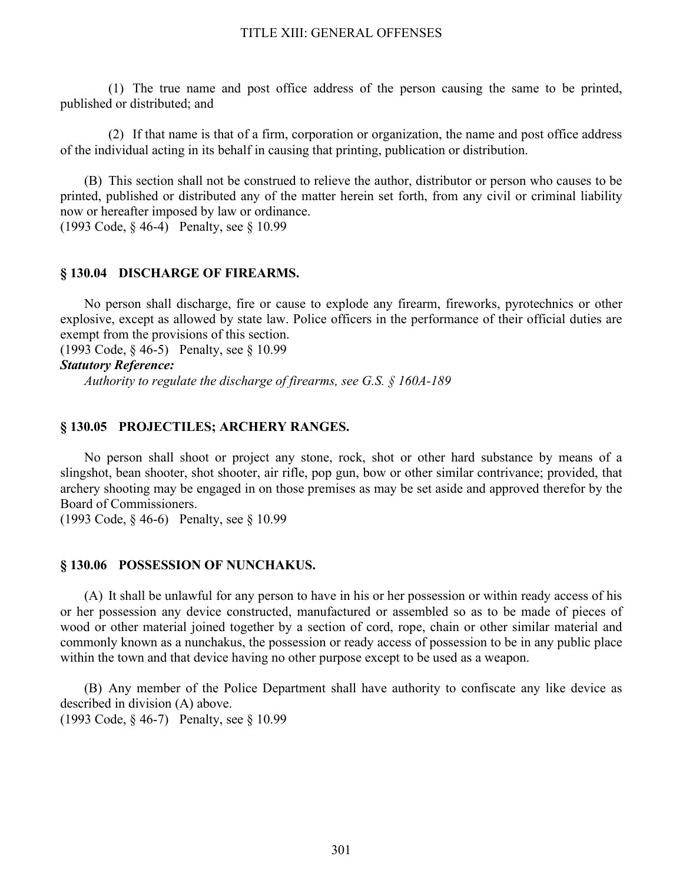(1) The true name and post office address of the person causing the same to be printed, published or distributed; and

(2) If that name is that of a firm, corporation or organization, the name and post office address of the individual acting in its behalf in causing that printing, publication or distribution.

(B) This section shall not be construed to relieve the author, distributor or person who causes to be printed, published or distributed any of the matter herein set forth, from any civil or criminal liability now or hereafter imposed by law or ordinance.
(1993 Code, § 46-4) Penalty, see § 10.99

### § 130.04 DISCHARGE OF FIREARMS.

No person shall discharge, fire or cause to explode any firearm, fireworks, pyrotechnics or other explosive, except as allowed by state law. Police officers in the performance of their official duties are exempt from the provisions of this section.
(1993 Code, § 46-5) Penalty, see § 10.99

***Statutory Reference:***

*Authority to regulate the discharge of firearms, see G.S. § 160A-189*

### § 130.05 PROJECTILES; ARCHERY RANGES.

No person shall shoot or project any stone, rock, shot or other hard substance by means of a slingshot, bean shooter, shot shooter, air rifle, pop gun, bow or other similar contrivance; provided, that archery shooting may be engaged in on those premises as may be set aside and approved therefor by the Board of Commissioners.
(1993 Code, § 46-6) Penalty, see § 10.99

### § 130.06 POSSESSION OF NUNCHAKUS.

(A) It shall be unlawful for any person to have in his or her possession or within ready access of his or her possession any device constructed, manufactured or assembled so as to be made of pieces of wood or other material joined together by a section of cord, rope, chain or other similar material and commonly known as a nunchakus, the possession or ready access of possession to be in any public place within the town and that device having no other purpose except to be used as a weapon.

(B) Any member of the Police Department shall have authority to confiscate any like device as described in division (A) above.
(1993 Code, § 46-7) Penalty, see § 10.99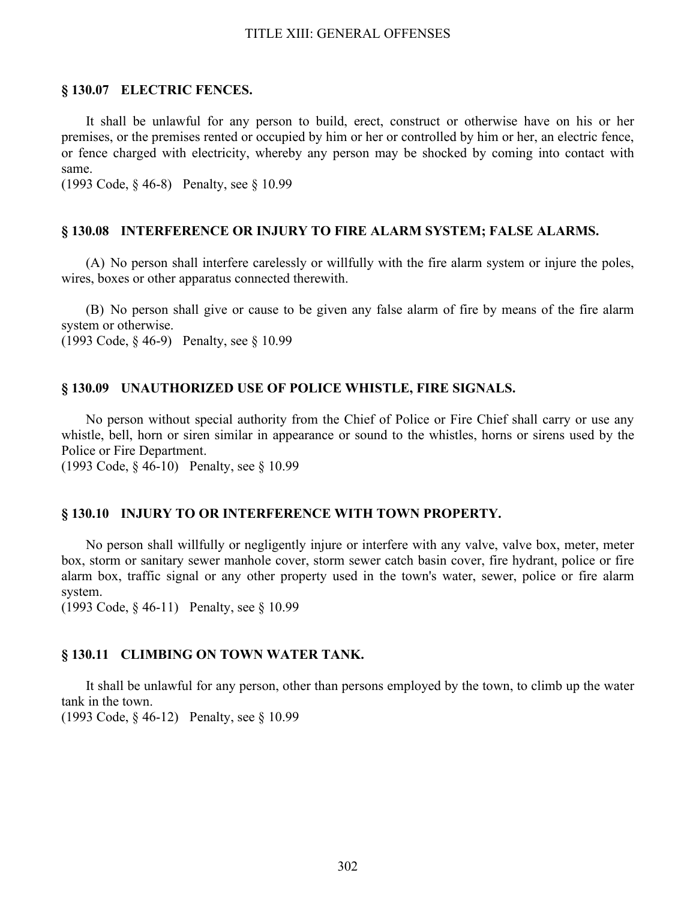### § 130.07 ELECTRIC FENCES.

It shall be unlawful for any person to build, erect, construct or otherwise have on his or her premises, or the premises rented or occupied by him or her or controlled by him or her, an electric fence, or fence charged with electricity, whereby any person may be shocked by coming into contact with same.
(1993 Code, § 46-8) Penalty, see § 10.99

### § 130.08 INTERFERENCE OR INJURY TO FIRE ALARM SYSTEM; FALSE ALARMS.

(A) No person shall interfere carelessly or willfully with the fire alarm system or injure the poles, wires, boxes or other apparatus connected therewith.

(B) No person shall give or cause to be given any false alarm of fire by means of the fire alarm system or otherwise.
(1993 Code, § 46-9) Penalty, see § 10.99

### § 130.09 UNAUTHORIZED USE OF POLICE WHISTLE, FIRE SIGNALS.

No person without special authority from the Chief of Police or Fire Chief shall carry or use any whistle, bell, horn or siren similar in appearance or sound to the whistles, horns or sirens used by the Police or Fire Department.
(1993 Code, § 46-10) Penalty, see § 10.99

### § 130.10 INJURY TO OR INTERFERENCE WITH TOWN PROPERTY.

No person shall willfully or negligently injure or interfere with any valve, valve box, meter, meter box, storm or sanitary sewer manhole cover, storm sewer catch basin cover, fire hydrant, police or fire alarm box, traffic signal or any other property used in the town's water, sewer, police or fire alarm system.
(1993 Code, § 46-11) Penalty, see § 10.99

### § 130.11 CLIMBING ON TOWN WATER TANK.

It shall be unlawful for any person, other than persons employed by the town, to climb up the water tank in the town.
(1993 Code, § 46-12) Penalty, see § 10.99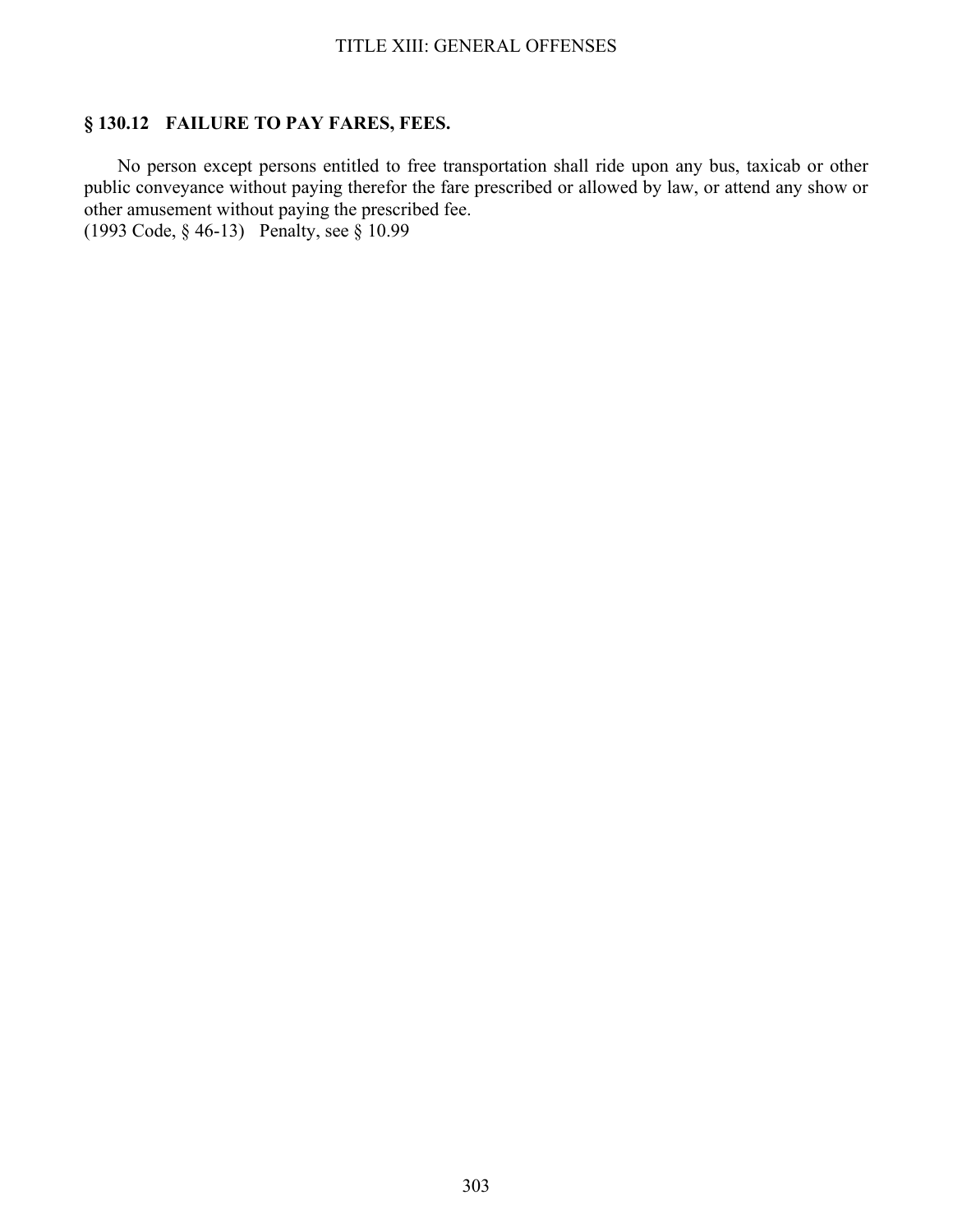## § 130.12 FAILURE TO PAY FARES, FEES.

No person except persons entitled to free transportation shall ride upon any bus, taxicab or other public conveyance without paying therefor the fare prescribed or allowed by law, or attend any show or other amusement without paying the prescribed fee.

(1993 Code, § 46-13) Penalty, see § 10.99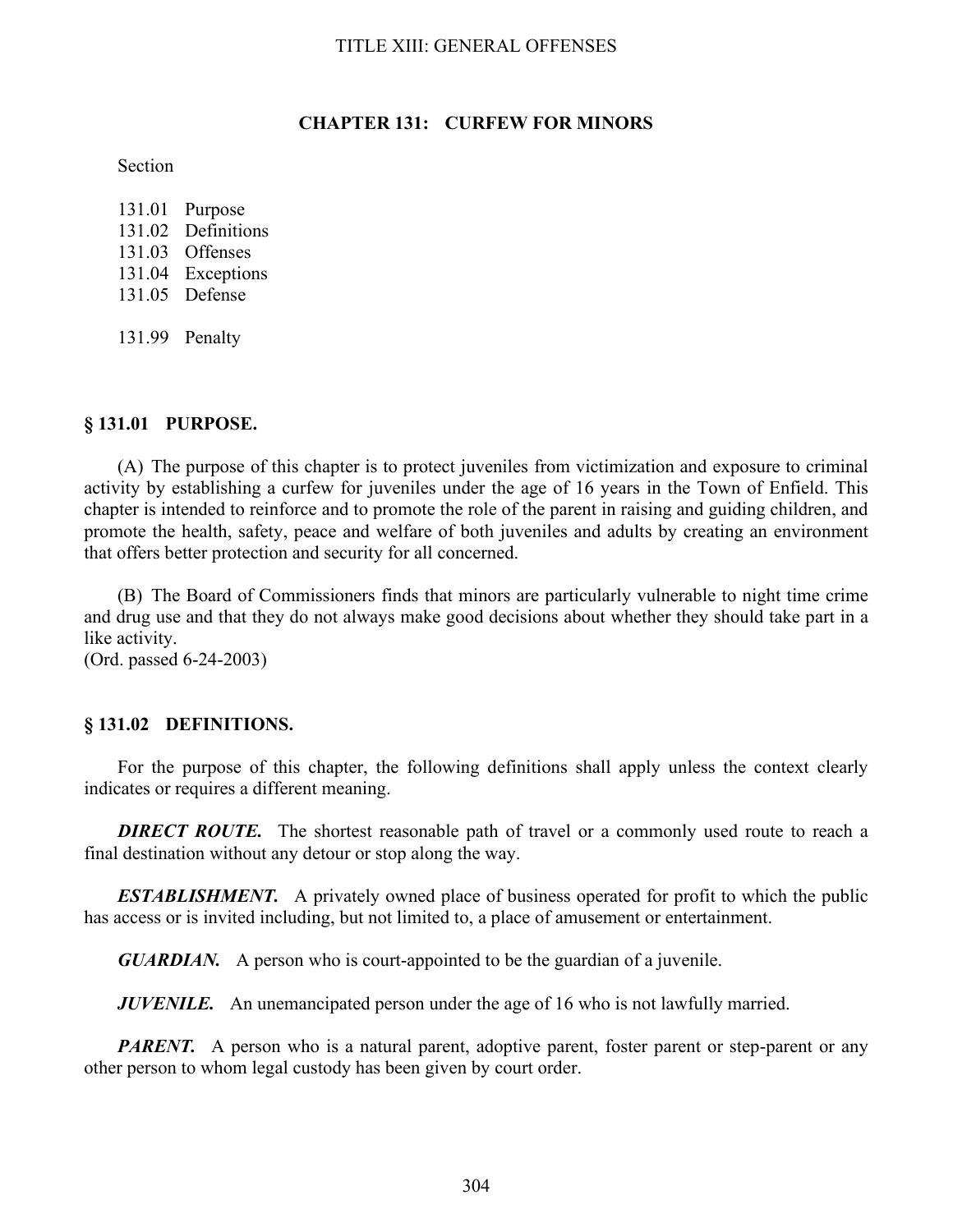## CHAPTER 131: CURFEW FOR MINORS

Section

131.01 Purpose
131.02 Definitions
131.03 Offenses
131.04 Exceptions
131.05 Defense

131.99 Penalty

### § 131.01 PURPOSE.

(A) The purpose of this chapter is to protect juveniles from victimization and exposure to criminal activity by establishing a curfew for juveniles under the age of 16 years in the Town of Enfield. This chapter is intended to reinforce and to promote the role of the parent in raising and guiding children, and promote the health, safety, peace and welfare of both juveniles and adults by creating an environment that offers better protection and security for all concerned.

(B) The Board of Commissioners finds that minors are particularly vulnerable to night time crime and drug use and that they do not always make good decisions about whether they should take part in a like activity.
(Ord. passed 6-24-2003)

### § 131.02 DEFINITIONS.

For the purpose of this chapter, the following definitions shall apply unless the context clearly indicates or requires a different meaning.

***DIRECT ROUTE.*** The shortest reasonable path of travel or a commonly used route to reach a final destination without any detour or stop along the way.

***ESTABLISHMENT.*** A privately owned place of business operated for profit to which the public has access or is invited including, but not limited to, a place of amusement or entertainment.

***GUARDIAN.*** A person who is court-appointed to be the guardian of a juvenile.

***JUVENILE.*** An unemancipated person under the age of 16 who is not lawfully married.

***PARENT.*** A person who is a natural parent, adoptive parent, foster parent or step-parent or any other person to whom legal custody has been given by court order.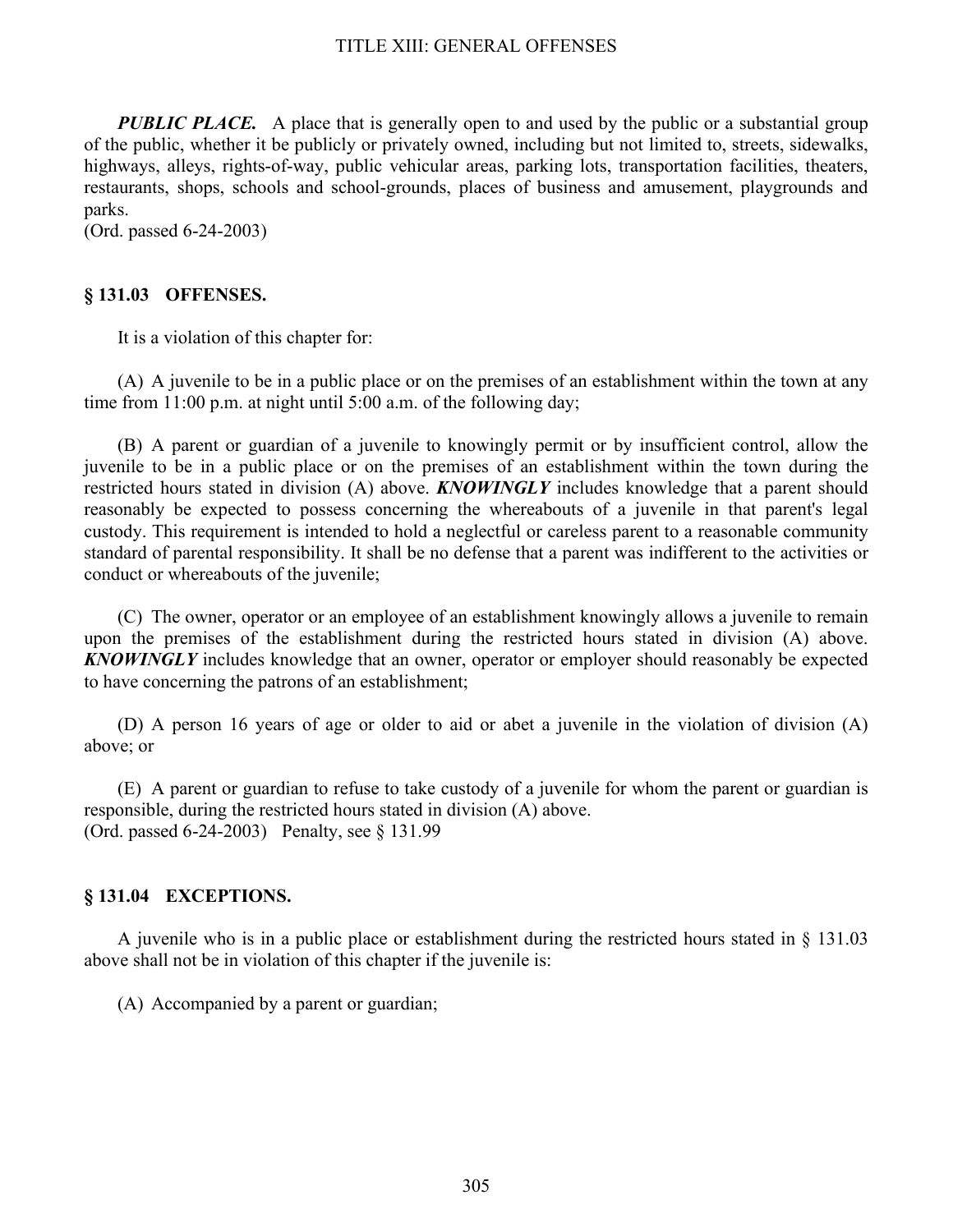***PUBLIC PLACE.*** A place that is generally open to and used by the public or a substantial group of the public, whether it be publicly or privately owned, including but not limited to, streets, sidewalks, highways, alleys, rights-of-way, public vehicular areas, parking lots, transportation facilities, theaters, restaurants, shops, schools and school-grounds, places of business and amusement, playgrounds and parks.
(Ord. passed 6-24-2003)

### § 131.03 OFFENSES.

It is a violation of this chapter for:

(A) A juvenile to be in a public place or on the premises of an establishment within the town at any time from 11:00 p.m. at night until 5:00 a.m. of the following day;

(B) A parent or guardian of a juvenile to knowingly permit or by insufficient control, allow the juvenile to be in a public place or on the premises of an establishment within the town during the restricted hours stated in division (A) above. ***KNOWINGLY*** includes knowledge that a parent should reasonably be expected to possess concerning the whereabouts of a juvenile in that parent's legal custody. This requirement is intended to hold a neglectful or careless parent to a reasonable community standard of parental responsibility. It shall be no defense that a parent was indifferent to the activities or conduct or whereabouts of the juvenile;

(C) The owner, operator or an employee of an establishment knowingly allows a juvenile to remain upon the premises of the establishment during the restricted hours stated in division (A) above. ***KNOWINGLY*** includes knowledge that an owner, operator or employer should reasonably be expected to have concerning the patrons of an establishment;

(D) A person 16 years of age or older to aid or abet a juvenile in the violation of division (A) above; or

(E) A parent or guardian to refuse to take custody of a juvenile for whom the parent or guardian is responsible, during the restricted hours stated in division (A) above.
(Ord. passed 6-24-2003) Penalty, see § 131.99

### § 131.04 EXCEPTIONS.

A juvenile who is in a public place or establishment during the restricted hours stated in § 131.03 above shall not be in violation of this chapter if the juvenile is:

(A) Accompanied by a parent or guardian;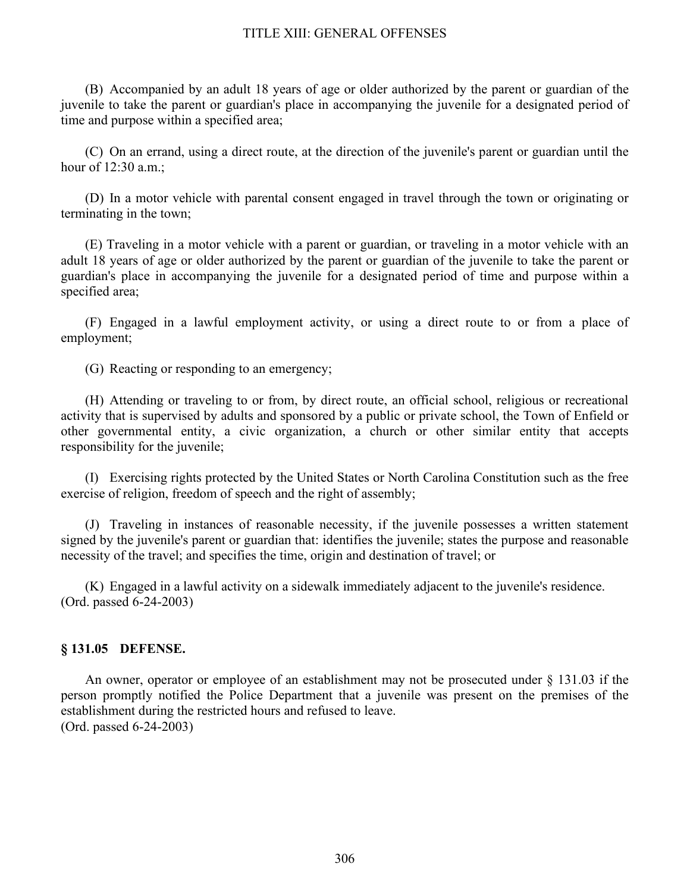(B) Accompanied by an adult 18 years of age or older authorized by the parent or guardian of the juvenile to take the parent or guardian's place in accompanying the juvenile for a designated period of time and purpose within a specified area;

(C) On an errand, using a direct route, at the direction of the juvenile's parent or guardian until the hour of 12:30 a.m.;

(D) In a motor vehicle with parental consent engaged in travel through the town or originating or terminating in the town;

(E) Traveling in a motor vehicle with a parent or guardian, or traveling in a motor vehicle with an adult 18 years of age or older authorized by the parent or guardian of the juvenile to take the parent or guardian's place in accompanying the juvenile for a designated period of time and purpose within a specified area;

(F) Engaged in a lawful employment activity, or using a direct route to or from a place of employment;

(G) Reacting or responding to an emergency;

(H) Attending or traveling to or from, by direct route, an official school, religious or recreational activity that is supervised by adults and sponsored by a public or private school, the Town of Enfield or other governmental entity, a civic organization, a church or other similar entity that accepts responsibility for the juvenile;

(I) Exercising rights protected by the United States or North Carolina Constitution such as the free exercise of religion, freedom of speech and the right of assembly;

(J) Traveling in instances of reasonable necessity, if the juvenile possesses a written statement signed by the juvenile's parent or guardian that: identifies the juvenile; states the purpose and reasonable necessity of the travel; and specifies the time, origin and destination of travel; or

(K) Engaged in a lawful activity on a sidewalk immediately adjacent to the juvenile's residence.
(Ord. passed 6-24-2003)

### § 131.05 DEFENSE.

An owner, operator or employee of an establishment may not be prosecuted under § 131.03 if the person promptly notified the Police Department that a juvenile was present on the premises of the establishment during the restricted hours and refused to leave.
(Ord. passed 6-24-2003)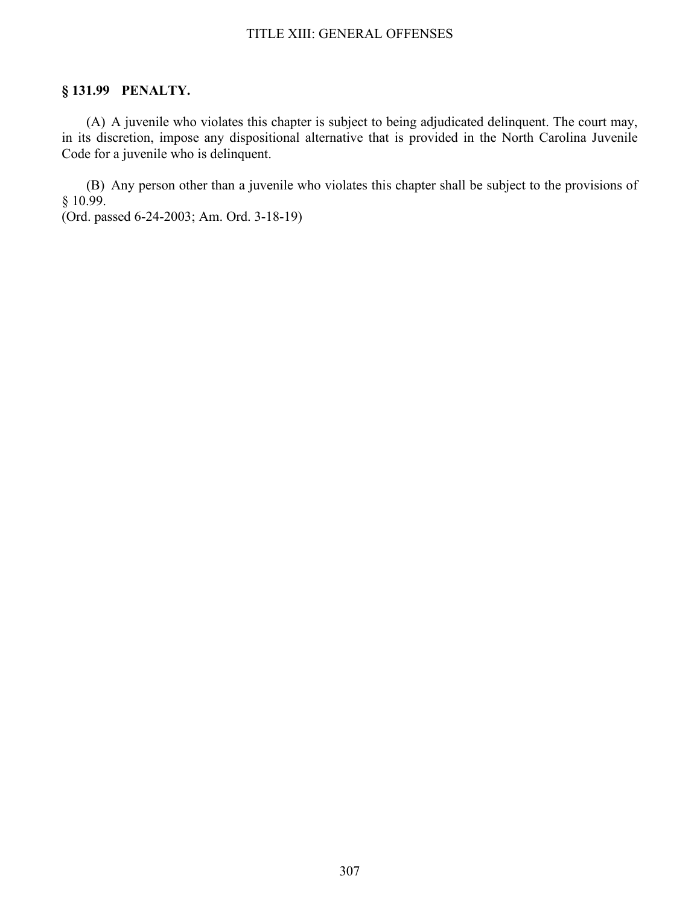## § 131.99 PENALTY.

(A) A juvenile who violates this chapter is subject to being adjudicated delinquent. The court may, in its discretion, impose any dispositional alternative that is provided in the North Carolina Juvenile Code for a juvenile who is delinquent.

(B) Any person other than a juvenile who violates this chapter shall be subject to the provisions of § 10.99.
(Ord. passed 6-24-2003; Am. Ord. 3-18-19)